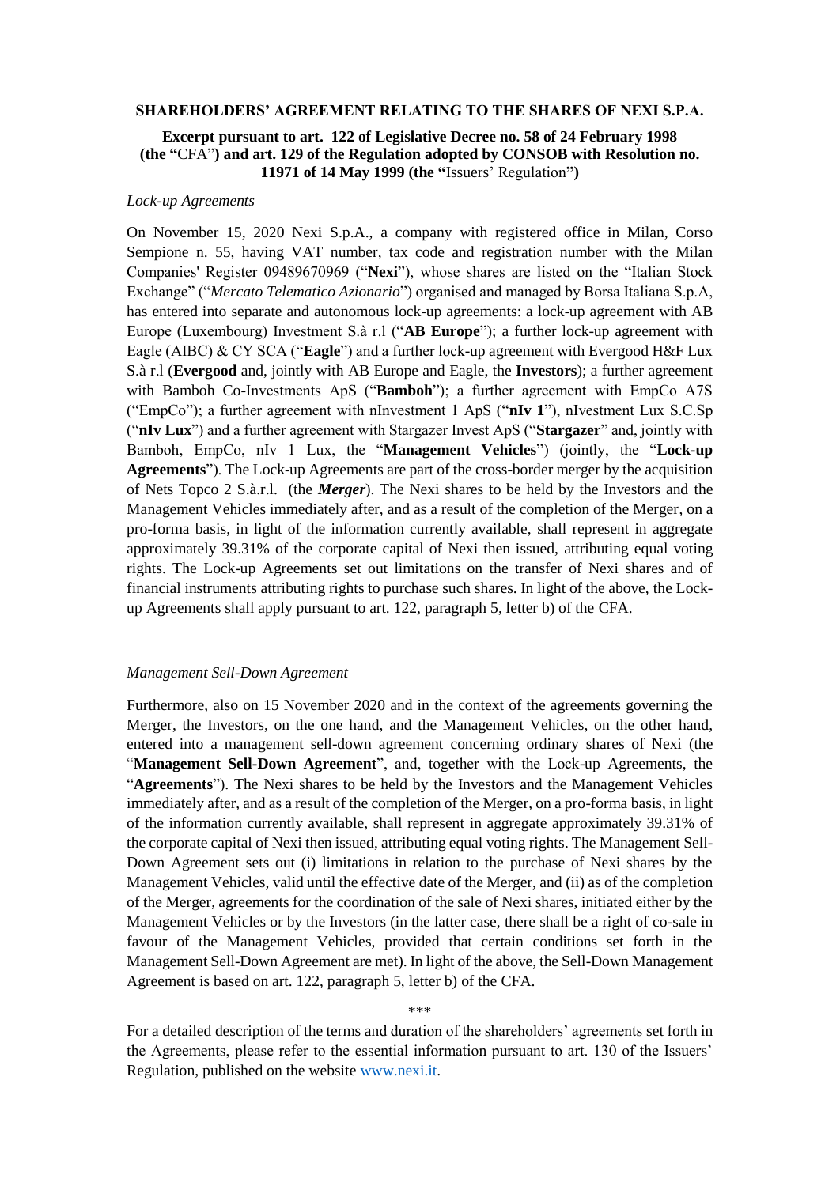**SHAREHOLDERS' AGREEMENT RELATING TO THE SHARES OF NEXI S.P.A.**

**Excerpt pursuant to art. 122 of Legislative Decree no. 58 of 24 February 1998 (the "**CFA**") and art. 129 of the Regulation adopted by CONSOB with Resolution no. 11971 of 14 May 1999 (the "**Issuers' Regulation**")**

*Lock-up Agreements*

On November 15, 2020 Nexi S.p.A., a company with registered office in Milan, Corso Sempione n. 55, having VAT number, tax code and registration number with the Milan Companies' Register 09489670969 ("**Nexi**"), whose shares are listed on the "Italian Stock Exchange" ("*Mercato Telematico Azionario*") organised and managed by Borsa Italiana S.p.A, has entered into separate and autonomous lock-up agreements: a lock-up agreement with AB Europe (Luxembourg) Investment S.à r.l ("**AB Europe**"); a further lock-up agreement with Eagle (AIBC) & CY SCA ("**Eagle**") and a further lock-up agreement with Evergood H&F Lux S.à r.l (**Evergood** and, jointly with AB Europe and Eagle, the **Investors**); a further agreement with Bamboh Co-Investments ApS ("**Bamboh**"); a further agreement with EmpCo A7S ("EmpCo"); a further agreement with nInvestment 1 ApS ("**nIv 1**"), nIvestment Lux S.C.Sp ("**nIv Lux**") and a further agreement with Stargazer Invest ApS ("**Stargazer**" and, jointly with Bamboh, EmpCo, nIv 1 Lux, the "**Management Vehicles**") (jointly, the "**Lock-up Agreements**"). The Lock-up Agreements are part of the cross-border merger by the acquisition of Nets Topco 2 S.à.r.l. (the ***Merger***). The Nexi shares to be held by the Investors and the Management Vehicles immediately after, and as a result of the completion of the Merger, on a pro-forma basis, in light of the information currently available, shall represent in aggregate approximately 39.31% of the corporate capital of Nexi then issued, attributing equal voting rights. The Lock-up Agreements set out limitations on the transfer of Nexi shares and of financial instruments attributing rights to purchase such shares. In light of the above, the Lock-up Agreements shall apply pursuant to art. 122, paragraph 5, letter b) of the CFA.

*Management Sell-Down Agreement*

Furthermore, also on 15 November 2020 and in the context of the agreements governing the Merger, the Investors, on the one hand, and the Management Vehicles, on the other hand, entered into a management sell-down agreement concerning ordinary shares of Nexi (the "**Management Sell-Down Agreement**", and, together with the Lock-up Agreements, the "**Agreements**"). The Nexi shares to be held by the Investors and the Management Vehicles immediately after, and as a result of the completion of the Merger, on a pro-forma basis, in light of the information currently available, shall represent in aggregate approximately 39.31% of the corporate capital of Nexi then issued, attributing equal voting rights. The Management Sell-Down Agreement sets out (i) limitations in relation to the purchase of Nexi shares by the Management Vehicles, valid until the effective date of the Merger, and (ii) as of the completion of the Merger, agreements for the coordination of the sale of Nexi shares, initiated either by the Management Vehicles or by the Investors (in the latter case, there shall be a right of co-sale in favour of the Management Vehicles, provided that certain conditions set forth in the Management Sell-Down Agreement are met). In light of the above, the Sell-Down Management Agreement is based on art. 122, paragraph 5, letter b) of the CFA.

\*\*\*

For a detailed description of the terms and duration of the shareholders' agreements set forth in the Agreements, please refer to the essential information pursuant to art. 130 of the Issuers' Regulation, published on the website www.nexi.it.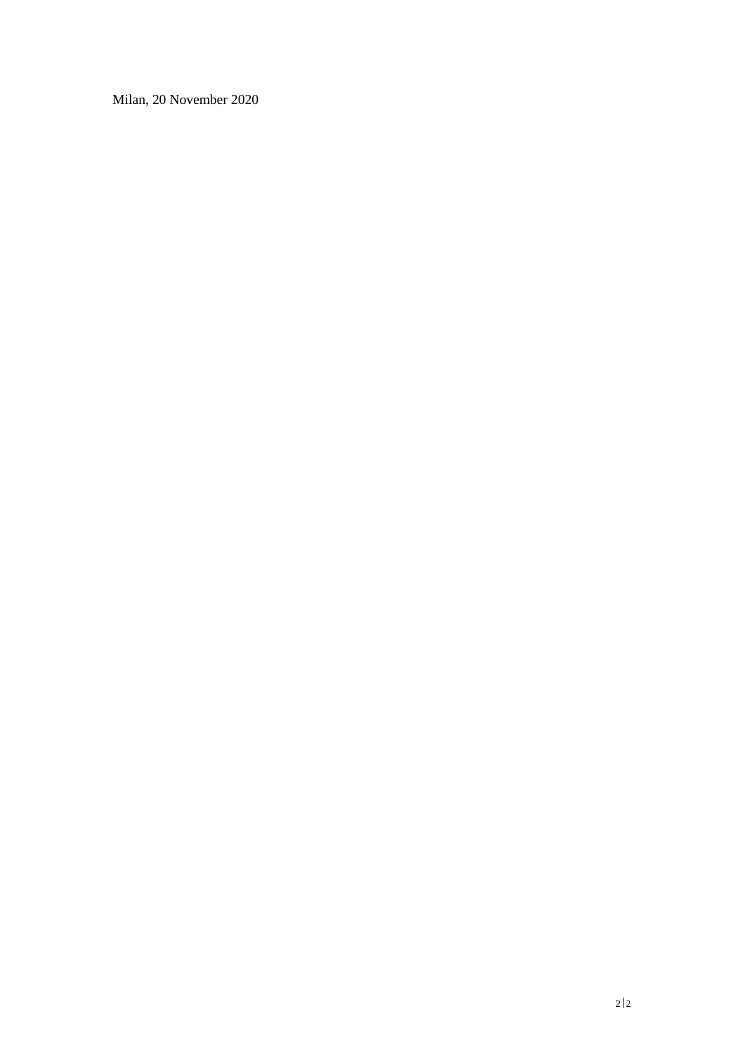Milan, 20 November 2020